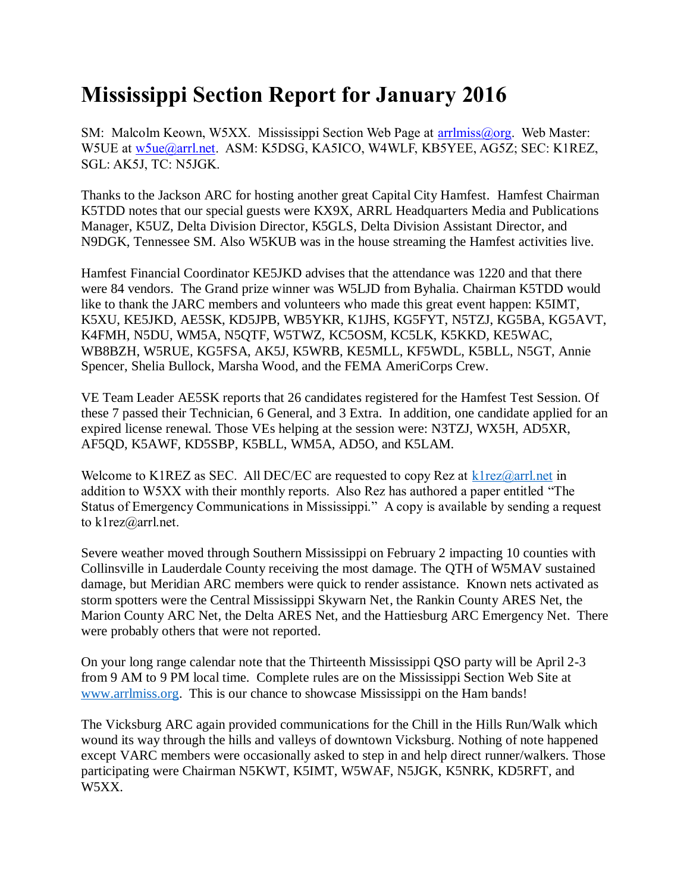# Mississippi Section Report for January 2016

SM: Malcolm Keown, W5XX. Mississippi Section Web Page at arrlmiss@org. Web Master: W5UE at w5ue@arrl.net. ASM: K5DSG, KA5ICO, W4WLF, KB5YEE, AG5Z; SEC: K1REZ, SGL: AK5J, TC: N5JGK.

Thanks to the Jackson ARC for hosting another great Capital City Hamfest. Hamfest Chairman K5TDD notes that our special guests were KX9X, ARRL Headquarters Media and Publications Manager, K5UZ, Delta Division Director, K5GLS, Delta Division Assistant Director, and N9DGK, Tennessee SM. Also W5KUB was in the house streaming the Hamfest activities live.

Hamfest Financial Coordinator KE5JKD advises that the attendance was 1220 and that there were 84 vendors. The Grand prize winner was W5LJD from Byhalia. Chairman K5TDD would like to thank the JARC members and volunteers who made this great event happen: K5IMT, K5XU, KE5JKD, AE5SK, KD5JPB, WB5YKR, K1JHS, KG5FYT, N5TZJ, KG5BA, KG5AVT, K4FMH, N5DU, WM5A, N5QTF, W5TWZ, KC5OSM, KC5LK, K5KKD, KE5WAC, WB8BZH, W5RUE, KG5FSA, AK5J, K5WRB, KE5MLL, KF5WDL, K5BLL, N5GT, Annie Spencer, Shelia Bullock, Marsha Wood, and the FEMA AmeriCorps Crew.

VE Team Leader AE5SK reports that 26 candidates registered for the Hamfest Test Session. Of these 7 passed their Technician, 6 General, and 3 Extra. In addition, one candidate applied for an expired license renewal. Those VEs helping at the session were: N3TZJ, WX5H, AD5XR, AF5QD, K5AWF, KD5SBP, K5BLL, WM5A, AD5O, and K5LAM.

Welcome to K1REZ as SEC. All DEC/EC are requested to copy Rez at k1rez@arrl.net in addition to W5XX with their monthly reports. Also Rez has authored a paper entitled "The Status of Emergency Communications in Mississippi." A copy is available by sending a request to k1rez@arrl.net.

Severe weather moved through Southern Mississippi on February 2 impacting 10 counties with Collinsville in Lauderdale County receiving the most damage. The QTH of W5MAV sustained damage, but Meridian ARC members were quick to render assistance. Known nets activated as storm spotters were the Central Mississippi Skywarn Net, the Rankin County ARES Net, the Marion County ARC Net, the Delta ARES Net, and the Hattiesburg ARC Emergency Net. There were probably others that were not reported.

On your long range calendar note that the Thirteenth Mississippi QSO party will be April 2-3 from 9 AM to 9 PM local time. Complete rules are on the Mississippi Section Web Site at www.arrlmiss.org. This is our chance to showcase Mississippi on the Ham bands!

The Vicksburg ARC again provided communications for the Chill in the Hills Run/Walk which wound its way through the hills and valleys of downtown Vicksburg. Nothing of note happened except VARC members were occasionally asked to step in and help direct runner/walkers. Those participating were Chairman N5KWT, K5IMT, W5WAF, N5JGK, K5NRK, KD5RFT, and W5XX.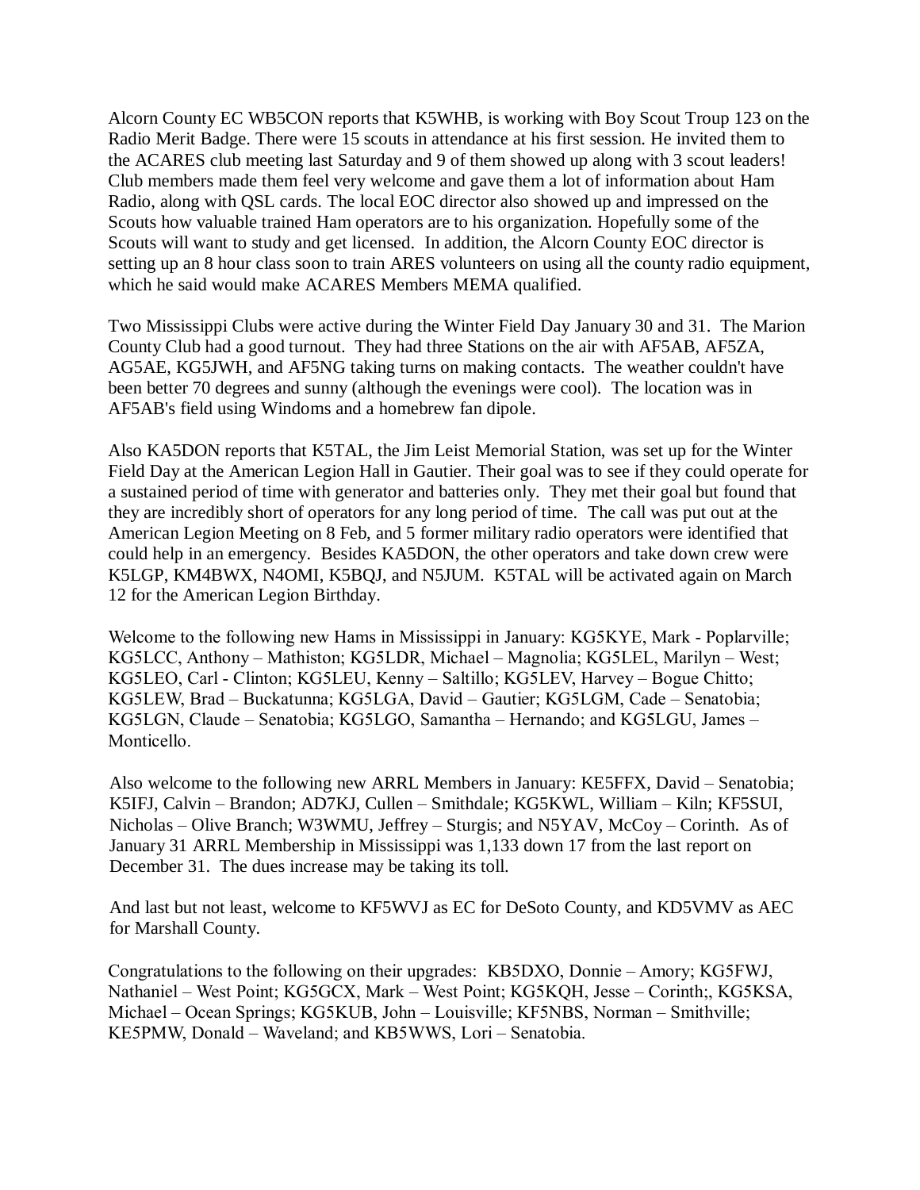Alcorn County EC WB5CON reports that K5WHB, is working with Boy Scout Troup 123 on the Radio Merit Badge. There were 15 scouts in attendance at his first session. He invited them to the ACARES club meeting last Saturday and 9 of them showed up along with 3 scout leaders! Club members made them feel very welcome and gave them a lot of information about Ham Radio, along with QSL cards. The local EOC director also showed up and impressed on the Scouts how valuable trained Ham operators are to his organization. Hopefully some of the Scouts will want to study and get licensed. In addition, the Alcorn County EOC director is setting up an 8 hour class soon to train ARES volunteers on using all the county radio equipment, which he said would make ACARES Members MEMA qualified.

Two Mississippi Clubs were active during the Winter Field Day January 30 and 31. The Marion County Club had a good turnout. They had three Stations on the air with AF5AB, AF5ZA, AG5AE, KG5JWH, and AF5NG taking turns on making contacts. The weather couldn't have been better 70 degrees and sunny (although the evenings were cool). The location was in AF5AB's field using Windoms and a homebrew fan dipole.

Also KA5DON reports that K5TAL, the Jim Leist Memorial Station, was set up for the Winter Field Day at the American Legion Hall in Gautier. Their goal was to see if they could operate for a sustained period of time with generator and batteries only. They met their goal but found that they are incredibly short of operators for any long period of time. The call was put out at the American Legion Meeting on 8 Feb, and 5 former military radio operators were identified that could help in an emergency. Besides KA5DON, the other operators and take down crew were K5LGP, KM4BWX, N4OMI, K5BQJ, and N5JUM. K5TAL will be activated again on March 12 for the American Legion Birthday.

Welcome to the following new Hams in Mississippi in January: KG5KYE, Mark - Poplarville; KG5LCC, Anthony – Mathiston; KG5LDR, Michael – Magnolia; KG5LEL, Marilyn – West; KG5LEO, Carl - Clinton; KG5LEU, Kenny – Saltillo; KG5LEV, Harvey – Bogue Chitto; KG5LEW, Brad – Buckatunna; KG5LGA, David – Gautier; KG5LGM, Cade – Senatobia; KG5LGN, Claude – Senatobia; KG5LGO, Samantha – Hernando; and KG5LGU, James – Monticello.

Also welcome to the following new ARRL Members in January: KE5FFX, David – Senatobia; K5IFJ, Calvin – Brandon; AD7KJ, Cullen – Smithdale; KG5KWL, William – Kiln; KF5SUI, Nicholas – Olive Branch; W3WMU, Jeffrey – Sturgis; and N5YAV, McCoy – Corinth. As of January 31 ARRL Membership in Mississippi was 1,133 down 17 from the last report on December 31. The dues increase may be taking its toll.

And last but not least, welcome to KF5WVJ as EC for DeSoto County, and KD5VMV as AEC for Marshall County.

Congratulations to the following on their upgrades: KB5DXO, Donnie – Amory; KG5FWJ, Nathaniel – West Point; KG5GCX, Mark – West Point; KG5KQH, Jesse – Corinth;, KG5KSA, Michael – Ocean Springs; KG5KUB, John – Louisville; KF5NBS, Norman – Smithville; KE5PMW, Donald – Waveland; and KB5WWS, Lori – Senatobia.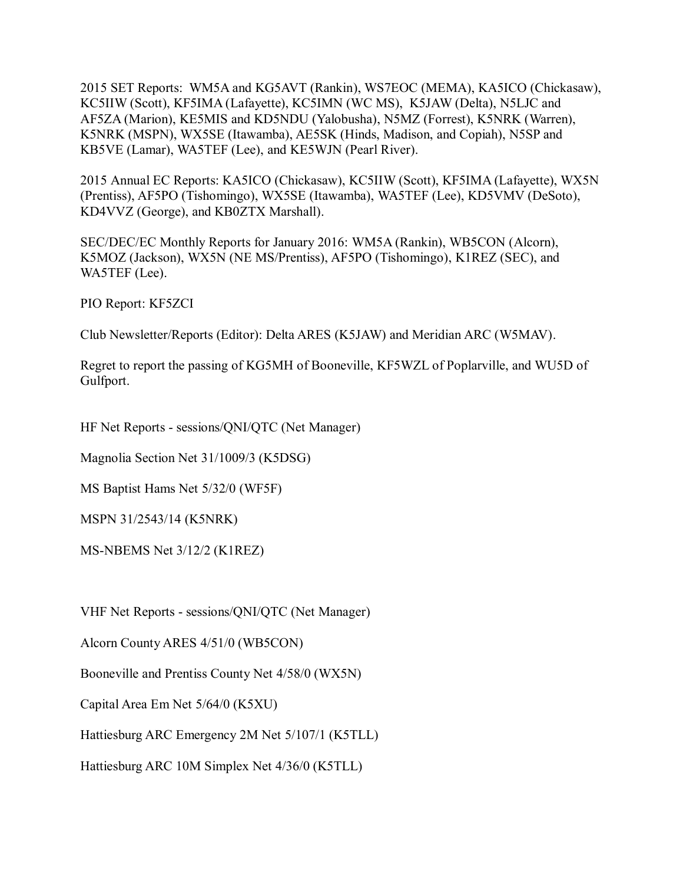2015 SET Reports: WM5A and KG5AVT (Rankin), WS7EOC (MEMA), KA5ICO (Chickasaw), KC5IIW (Scott), KF5IMA (Lafayette), KC5IMN (WC MS), K5JAW (Delta), N5LJC and AF5ZA (Marion), KE5MIS and KD5NDU (Yalobusha), N5MZ (Forrest), K5NRK (Warren), K5NRK (MSPN), WX5SE (Itawamba), AE5SK (Hinds, Madison, and Copiah), N5SP and KB5VE (Lamar), WA5TEF (Lee), and KE5WJN (Pearl River).

2015 Annual EC Reports: KA5ICO (Chickasaw), KC5IIW (Scott), KF5IMA (Lafayette), WX5N (Prentiss), AF5PO (Tishomingo), WX5SE (Itawamba), WA5TEF (Lee), KD5VMV (DeSoto), KD4VVZ (George), and KB0ZTX Marshall).

SEC/DEC/EC Monthly Reports for January 2016: WM5A (Rankin), WB5CON (Alcorn), K5MOZ (Jackson), WX5N (NE MS/Prentiss), AF5PO (Tishomingo), K1REZ (SEC), and WA5TEF (Lee).

PIO Report: KF5ZCI

Club Newsletter/Reports (Editor): Delta ARES (K5JAW) and Meridian ARC (W5MAV).

Regret to report the passing of KG5MH of Booneville, KF5WZL of Poplarville, and WU5D of Gulfport.

HF Net Reports - sessions/QNI/QTC (Net Manager)

Magnolia Section Net 31/1009/3 (K5DSG)

MS Baptist Hams Net 5/32/0 (WF5F)

MSPN 31/2543/14 (K5NRK)

MS-NBEMS Net 3/12/2 (K1REZ)

VHF Net Reports - sessions/QNI/QTC (Net Manager)

Alcorn County ARES 4/51/0 (WB5CON)

Booneville and Prentiss County Net 4/58/0 (WX5N)

Capital Area Em Net 5/64/0 (K5XU)

Hattiesburg ARC Emergency 2M Net 5/107/1 (K5TLL)

Hattiesburg ARC 10M Simplex Net 4/36/0 (K5TLL)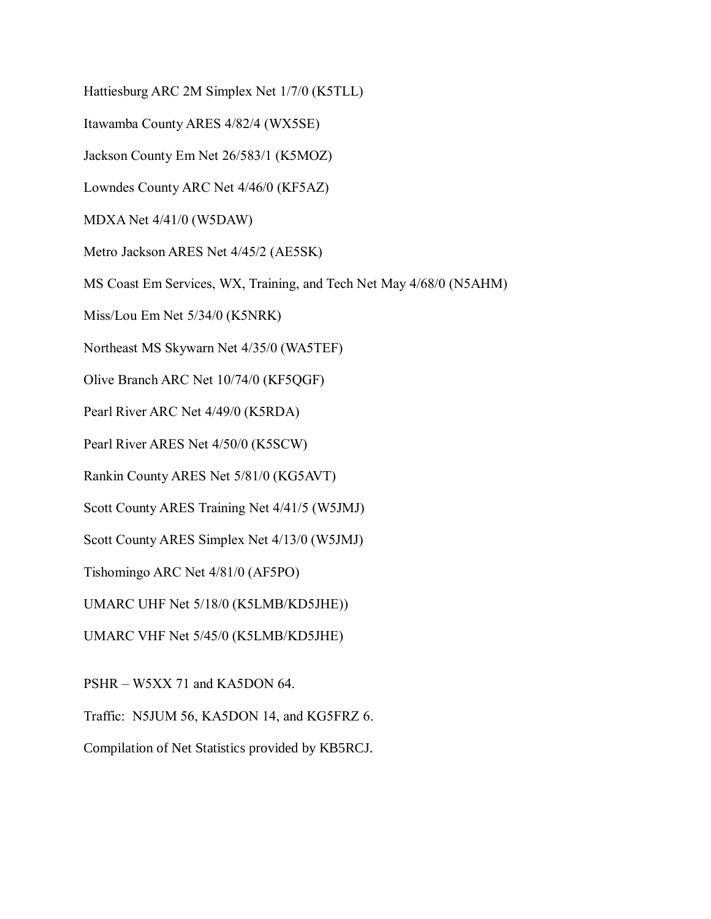Hattiesburg ARC 2M Simplex Net 1/7/0 (K5TLL)

Itawamba County ARES 4/82/4 (WX5SE)

Jackson County Em Net 26/583/1 (K5MOZ)

Lowndes County ARC Net 4/46/0 (KF5AZ)

MDXA Net 4/41/0 (W5DAW)

Metro Jackson ARES Net 4/45/2 (AE5SK)

MS Coast Em Services, WX, Training, and Tech Net May 4/68/0 (N5AHM)

Miss/Lou Em Net 5/34/0 (K5NRK)

Northeast MS Skywarn Net 4/35/0 (WA5TEF)

Olive Branch ARC Net 10/74/0 (KF5QGF)

Pearl River ARC Net 4/49/0 (K5RDA)

Pearl River ARES Net 4/50/0 (K5SCW)

Rankin County ARES Net 5/81/0 (KG5AVT)

Scott County ARES Training Net 4/41/5 (W5JMJ)

Scott County ARES Simplex Net 4/13/0 (W5JMJ)

Tishomingo ARC Net 4/81/0 (AF5PO)

UMARC UHF Net 5/18/0 (K5LMB/KD5JHE))

UMARC VHF Net 5/45/0 (K5LMB/KD5JHE)

PSHR – W5XX 71 and KA5DON 64.

Traffic: N5JUM 56, KA5DON 14, and KG5FRZ 6.

Compilation of Net Statistics provided by KB5RCJ.